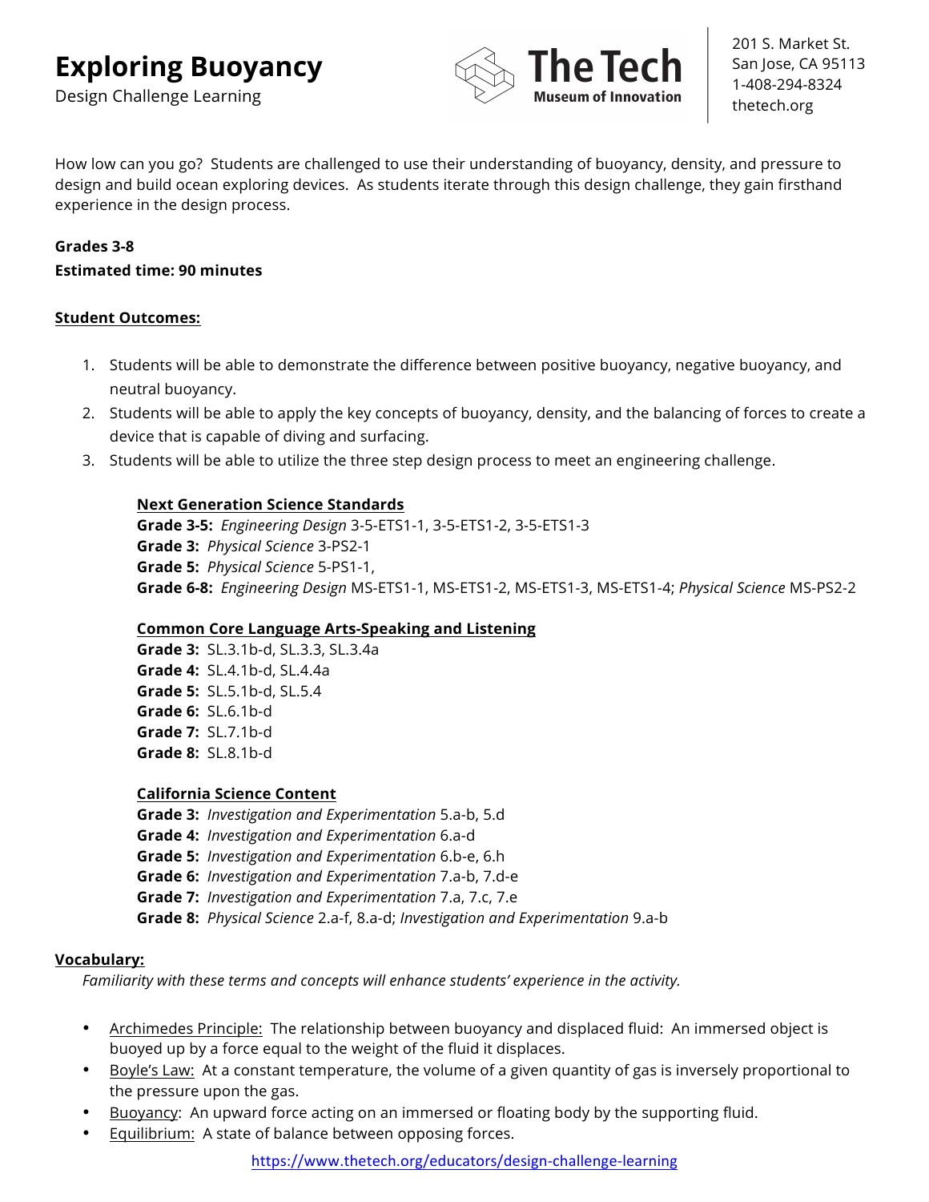# Exploring Buoyancy

Design Challenge Learning

**The Tech** Museum of Innovation

201 S. Market St.
San Jose, CA 95113
1-408-294-8324
thetech.org

How low can you go? Students are challenged to use their understanding of buoyancy, density, and pressure to design and build ocean exploring devices. As students iterate through this design challenge, they gain firsthand experience in the design process.

**Grades 3-8**
**Estimated time: 90 minutes**

## Student Outcomes:

1. Students will be able to demonstrate the difference between positive buoyancy, negative buoyancy, and neutral buoyancy.
2. Students will be able to apply the key concepts of buoyancy, density, and the balancing of forces to create a device that is capable of diving and surfacing.
3. Students will be able to utilize the three step design process to meet an engineering challenge.

### Next Generation Science Standards

**Grade 3-5:** *Engineering Design* 3-5-ETS1-1, 3-5-ETS1-2, 3-5-ETS1-3
**Grade 3:** *Physical Science* 3-PS2-1
**Grade 5:** *Physical Science* 5-PS1-1,
**Grade 6-8:** *Engineering Design* MS-ETS1-1, MS-ETS1-2, MS-ETS1-3, MS-ETS1-4; *Physical Science* MS-PS2-2

### Common Core Language Arts-Speaking and Listening

**Grade 3:** SL.3.1b-d, SL.3.3, SL.3.4a
**Grade 4:** SL.4.1b-d, SL.4.4a
**Grade 5:** SL.5.1b-d, SL.5.4
**Grade 6:** SL.6.1b-d
**Grade 7:** SL.7.1b-d
**Grade 8:** SL.8.1b-d

### California Science Content

**Grade 3:** *Investigation and Experimentation* 5.a-b, 5.d
**Grade 4:** *Investigation and Experimentation* 6.a-d
**Grade 5:** *Investigation and Experimentation* 6.b-e, 6.h
**Grade 6:** *Investigation and Experimentation* 7.a-b, 7.d-e
**Grade 7:** *Investigation and Experimentation* 7.a, 7.c, 7.e
**Grade 8:** *Physical Science* 2.a-f, 8.a-d; *Investigation and Experimentation* 9.a-b

## Vocabulary:

*Familiarity with these terms and concepts will enhance students' experience in the activity.*

- Archimedes Principle: The relationship between buoyancy and displaced fluid: An immersed object is buoyed up by a force equal to the weight of the fluid it displaces.
- Boyle's Law: At a constant temperature, the volume of a given quantity of gas is inversely proportional to the pressure upon the gas.
- Buoyancy: An upward force acting on an immersed or floating body by the supporting fluid.
- Equilibrium: A state of balance between opposing forces.

https://www.thetech.org/educators/design-challenge-learning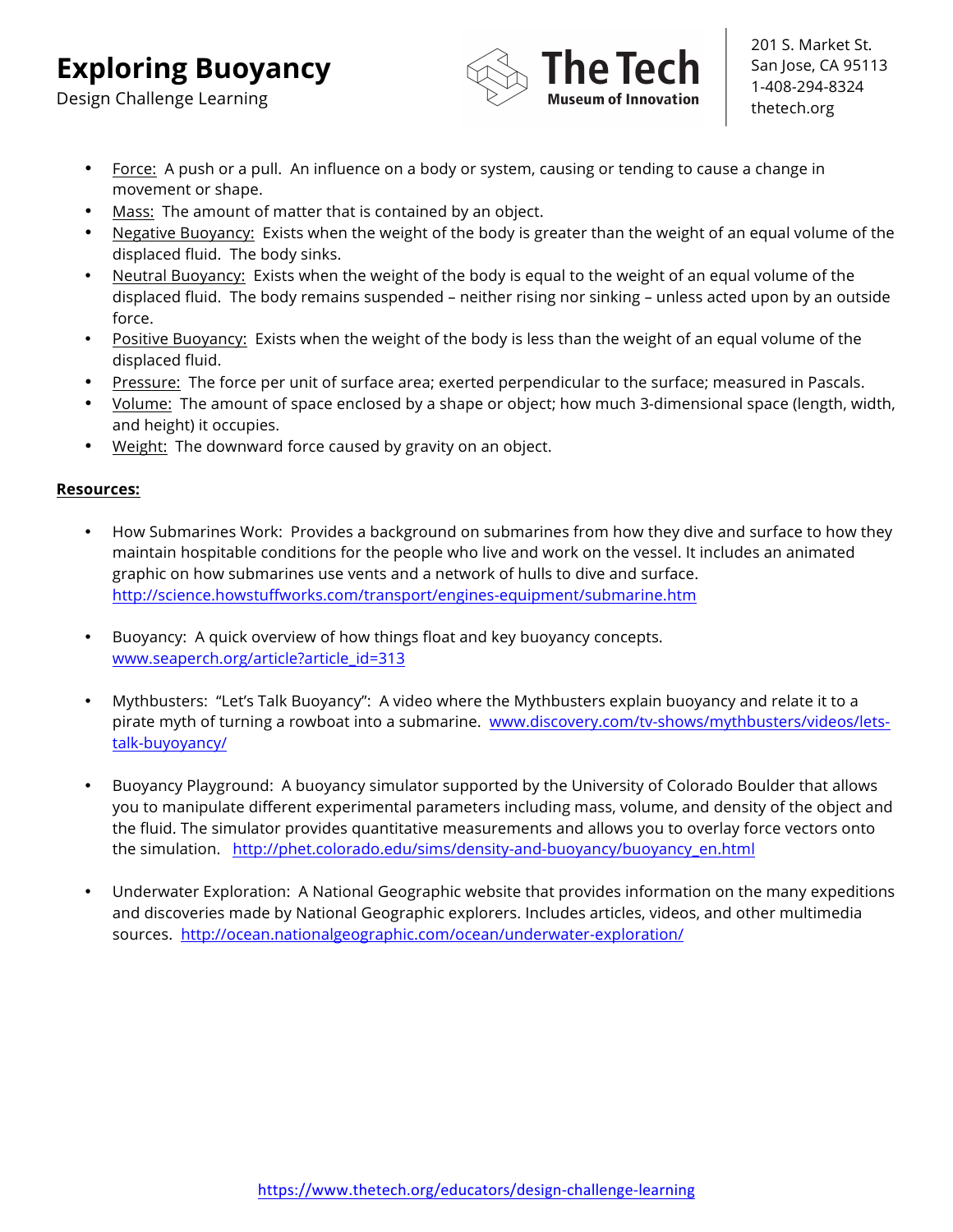- Force: A push or a pull. An influence on a body or system, causing or tending to cause a change in movement or shape.
- Mass: The amount of matter that is contained by an object.
- Negative Buoyancy: Exists when the weight of the body is greater than the weight of an equal volume of the displaced fluid. The body sinks.
- Neutral Buoyancy: Exists when the weight of the body is equal to the weight of an equal volume of the displaced fluid. The body remains suspended – neither rising nor sinking – unless acted upon by an outside force.
- Positive Buoyancy: Exists when the weight of the body is less than the weight of an equal volume of the displaced fluid.
- Pressure: The force per unit of surface area; exerted perpendicular to the surface; measured in Pascals.
- Volume: The amount of space enclosed by a shape or object; how much 3-dimensional space (length, width, and height) it occupies.
- Weight: The downward force caused by gravity on an object.

**Resources:**

- How Submarines Work: Provides a background on submarines from how they dive and surface to how they maintain hospitable conditions for the people who live and work on the vessel. It includes an animated graphic on how submarines use vents and a network of hulls to dive and surface. http://science.howstuffworks.com/transport/engines-equipment/submarine.htm

- Buoyancy: A quick overview of how things float and key buoyancy concepts. www.seaperch.org/article?article_id=313

- Mythbusters: "Let's Talk Buoyancy": A video where the Mythbusters explain buoyancy and relate it to a pirate myth of turning a rowboat into a submarine. www.discovery.com/tv-shows/mythbusters/videos/lets-talk-buyoyancy/

- Buoyancy Playground: A buoyancy simulator supported by the University of Colorado Boulder that allows you to manipulate different experimental parameters including mass, volume, and density of the object and the fluid. The simulator provides quantitative measurements and allows you to overlay force vectors onto the simulation. http://phet.colorado.edu/sims/density-and-buoyancy/buoyancy_en.html

- Underwater Exploration: A National Geographic website that provides information on the many expeditions and discoveries made by National Geographic explorers. Includes articles, videos, and other multimedia sources. http://ocean.nationalgeographic.com/ocean/underwater-exploration/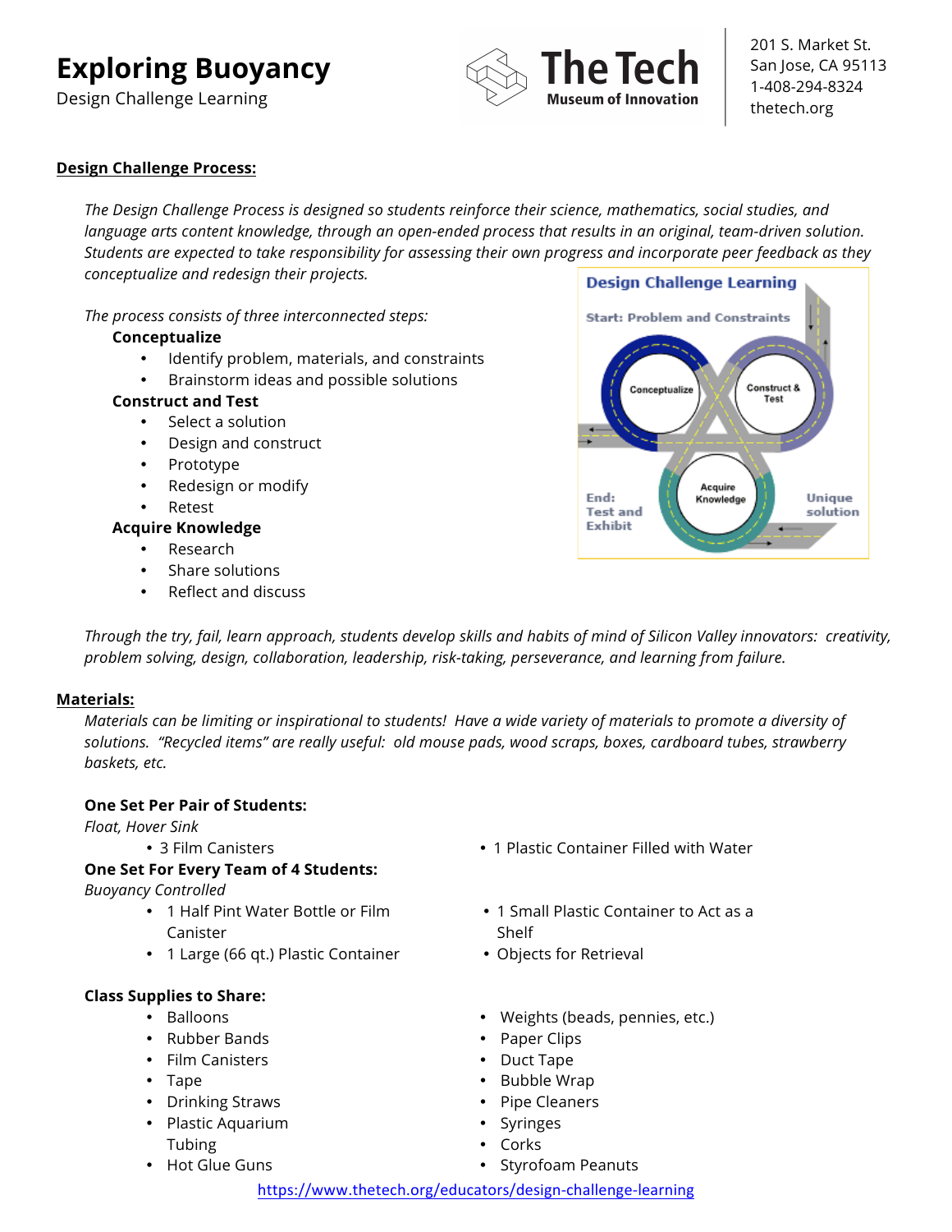# Exploring Buoyancy

Design Challenge Learning

The Tech Museum of Innovation

201 S. Market St.
San Jose, CA 95113
1-408-294-8324
thetech.org

**Design Challenge Process:**

*The Design Challenge Process is designed so students reinforce their science, mathematics, social studies, and language arts content knowledge, through an open-ended process that results in an original, team-driven solution. Students are expected to take responsibility for assessing their own progress and incorporate peer feedback as they conceptualize and redesign their projects.*

*The process consists of three interconnected steps:*

**Conceptualize**

- Identify problem, materials, and constraints
- Brainstorm ideas and possible solutions

**Construct and Test**

- Select a solution
- Design and construct
- Prototype
- Redesign or modify
- Retest

**Acquire Knowledge**

- Research
- Share solutions
- Reflect and discuss

Design Challenge Learning

Start: Problem and Constraints

Conceptualize — Construct & Test — Acquire Knowledge

End: Test and Exhibit

Unique solution

*Through the try, fail, learn approach, students develop skills and habits of mind of Silicon Valley innovators: creativity, problem solving, design, collaboration, leadership, risk-taking, perseverance, and learning from failure.*

**Materials:**

*Materials can be limiting or inspirational to students! Have a wide variety of materials to promote a diversity of solutions. "Recycled items" are really useful: old mouse pads, wood scraps, boxes, cardboard tubes, strawberry baskets, etc.*

**One Set Per Pair of Students:**

*Float, Hover Sink*

- 3 Film Canisters
- 1 Plastic Container Filled with Water

**One Set For Every Team of 4 Students:**

*Buoyancy Controlled*

- 1 Half Pint Water Bottle or Film Canister
- 1 Large (66 qt.) Plastic Container
- 1 Small Plastic Container to Act as a Shelf
- Objects for Retrieval

**Class Supplies to Share:**

- Balloons
- Rubber Bands
- Film Canisters
- Tape
- Drinking Straws
- Plastic Aquarium Tubing
- Hot Glue Guns
- Weights (beads, pennies, etc.)
- Paper Clips
- Duct Tape
- Bubble Wrap
- Pipe Cleaners
- Syringes
- Corks
- Styrofoam Peanuts

https://www.thetech.org/educators/design-challenge-learning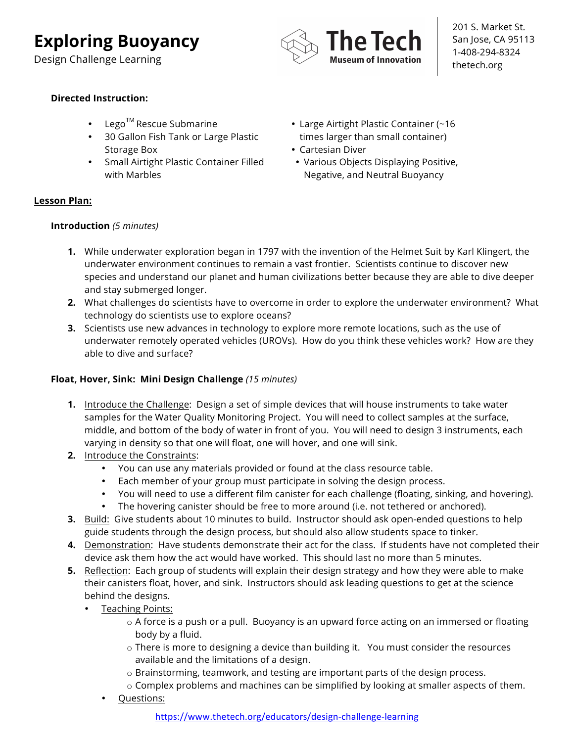# Exploring Buoyancy

Design Challenge Learning

201 S. Market St.
San Jose, CA 95113
1-408-294-8324
thetech.org

**Directed Instruction:**

- Lego™ Rescue Submarine
- 30 Gallon Fish Tank or Large Plastic Storage Box
- Small Airtight Plastic Container Filled with Marbles
- Large Airtight Plastic Container (~16 times larger than small container)
- Cartesian Diver
- Various Objects Displaying Positive, Negative, and Neutral Buoyancy

## Lesson Plan:

**Introduction** *(5 minutes)*

1. While underwater exploration began in 1797 with the invention of the Helmet Suit by Karl Klingert, the underwater environment continues to remain a vast frontier. Scientists continue to discover new species and understand our planet and human civilizations better because they are able to dive deeper and stay submerged longer.
2. What challenges do scientists have to overcome in order to explore the underwater environment? What technology do scientists use to explore oceans?
3. Scientists use new advances in technology to explore more remote locations, such as the use of underwater remotely operated vehicles (UROVs). How do you think these vehicles work? How are they able to dive and surface?

**Float, Hover, Sink: Mini Design Challenge** *(15 minutes)*

1. Introduce the Challenge: Design a set of simple devices that will house instruments to take water samples for the Water Quality Monitoring Project. You will need to collect samples at the surface, middle, and bottom of the body of water in front of you. You will need to design 3 instruments, each varying in density so that one will float, one will hover, and one will sink.
2. Introduce the Constraints:
   - You can use any materials provided or found at the class resource table.
   - Each member of your group must participate in solving the design process.
   - You will need to use a different film canister for each challenge (floating, sinking, and hovering).
   - The hovering canister should be free to more around (i.e. not tethered or anchored).
3. Build: Give students about 10 minutes to build. Instructor should ask open-ended questions to help guide students through the design process, but should also allow students space to tinker.
4. Demonstration: Have students demonstrate their act for the class. If students have not completed their device ask them how the act would have worked. This should last no more than 5 minutes.
5. Reflection: Each group of students will explain their design strategy and how they were able to make their canisters float, hover, and sink. Instructors should ask leading questions to get at the science behind the designs.
   - Teaching Points:
     - A force is a push or a pull. Buoyancy is an upward force acting on an immersed or floating body by a fluid.
     - There is more to designing a device than building it. You must consider the resources available and the limitations of a design.
     - Brainstorming, teamwork, and testing are important parts of the design process.
     - Complex problems and machines can be simplified by looking at smaller aspects of them.
   - Questions:

https://www.thetech.org/educators/design-challenge-learning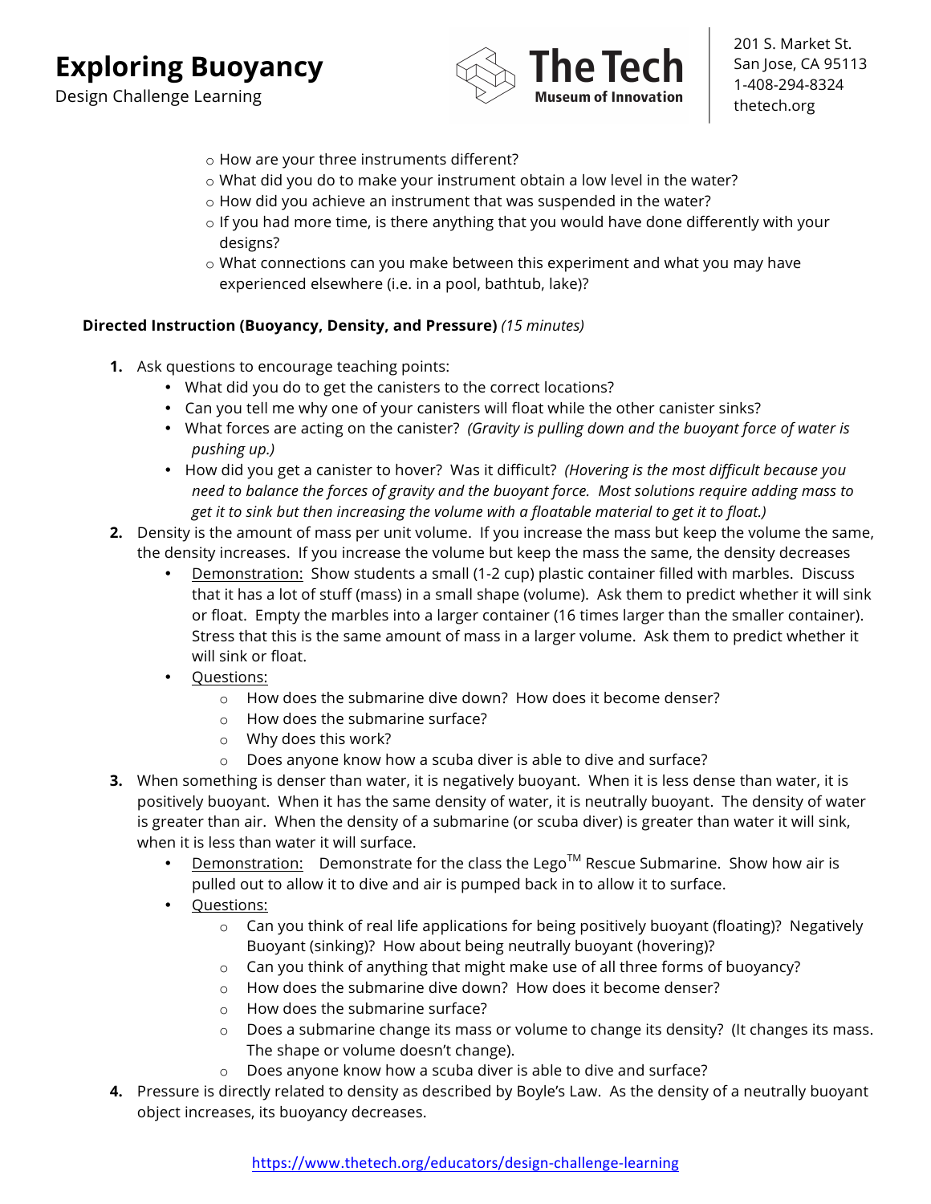- How are your three instruments different?
- What did you do to make your instrument obtain a low level in the water?
- How did you achieve an instrument that was suspended in the water?
- If you had more time, is there anything that you would have done differently with your designs?
- What connections can you make between this experiment and what you may have experienced elsewhere (i.e. in a pool, bathtub, lake)?

**Directed Instruction (Buoyancy, Density, and Pressure)** *(15 minutes)*

1. Ask questions to encourage teaching points:
   - What did you do to get the canisters to the correct locations?
   - Can you tell me why one of your canisters will float while the other canister sinks?
   - What forces are acting on the canister? *(Gravity is pulling down and the buoyant force of water is pushing up.)*
   - How did you get a canister to hover? Was it difficult? *(Hovering is the most difficult because you need to balance the forces of gravity and the buoyant force. Most solutions require adding mass to get it to sink but then increasing the volume with a floatable material to get it to float.)*
2. Density is the amount of mass per unit volume. If you increase the mass but keep the volume the same, the density increases. If you increase the volume but keep the mass the same, the density decreases
   - Demonstration: Show students a small (1-2 cup) plastic container filled with marbles. Discuss that it has a lot of stuff (mass) in a small shape (volume). Ask them to predict whether it will sink or float. Empty the marbles into a larger container (16 times larger than the smaller container). Stress that this is the same amount of mass in a larger volume. Ask them to predict whether it will sink or float.
   - Questions:
     - How does the submarine dive down? How does it become denser?
     - How does the submarine surface?
     - Why does this work?
     - Does anyone know how a scuba diver is able to dive and surface?
3. When something is denser than water, it is negatively buoyant. When it is less dense than water, it is positively buoyant. When it has the same density of water, it is neutrally buoyant. The density of water is greater than air. When the density of a submarine (or scuba diver) is greater than water it will sink, when it is less than water it will surface.
   - Demonstration: Demonstrate for the class the Lego™ Rescue Submarine. Show how air is pulled out to allow it to dive and air is pumped back in to allow it to surface.
   - Questions:
     - Can you think of real life applications for being positively buoyant (floating)? Negatively Buoyant (sinking)? How about being neutrally buoyant (hovering)?
     - Can you think of anything that might make use of all three forms of buoyancy?
     - How does the submarine dive down? How does it become denser?
     - How does the submarine surface?
     - Does a submarine change its mass or volume to change its density? (It changes its mass. The shape or volume doesn't change).
     - Does anyone know how a scuba diver is able to dive and surface?
4. Pressure is directly related to density as described by Boyle's Law. As the density of a neutrally buoyant object increases, its buoyancy decreases.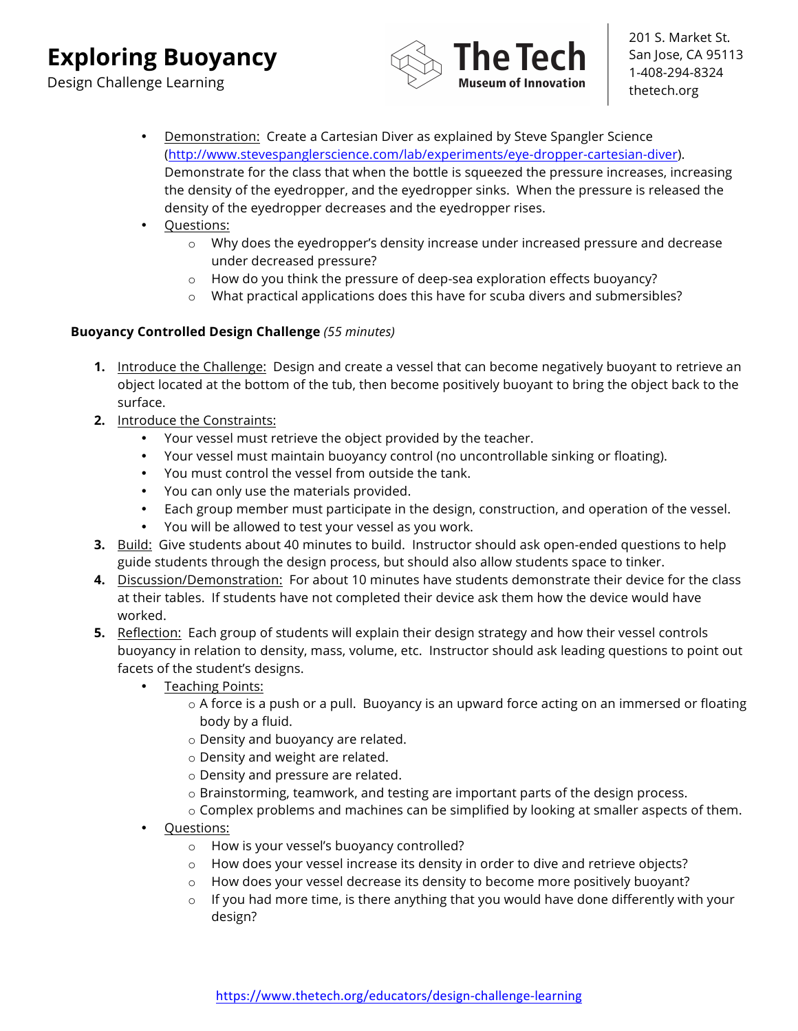- Demonstration: Create a Cartesian Diver as explained by Steve Spangler Science (http://www.stevespanglerscience.com/lab/experiments/eye-dropper-cartesian-diver). Demonstrate for the class that when the bottle is squeezed the pressure increases, increasing the density of the eyedropper, and the eyedropper sinks. When the pressure is released the density of the eyedropper decreases and the eyedropper rises.
- Questions:
  - Why does the eyedropper's density increase under increased pressure and decrease under decreased pressure?
  - How do you think the pressure of deep-sea exploration effects buoyancy?
  - What practical applications does this have for scuba divers and submersibles?

**Buoyancy Controlled Design Challenge** *(55 minutes)*

1. Introduce the Challenge: Design and create a vessel that can become negatively buoyant to retrieve an object located at the bottom of the tub, then become positively buoyant to bring the object back to the surface.
2. Introduce the Constraints:
   - Your vessel must retrieve the object provided by the teacher.
   - Your vessel must maintain buoyancy control (no uncontrollable sinking or floating).
   - You must control the vessel from outside the tank.
   - You can only use the materials provided.
   - Each group member must participate in the design, construction, and operation of the vessel.
   - You will be allowed to test your vessel as you work.
3. Build: Give students about 40 minutes to build. Instructor should ask open-ended questions to help guide students through the design process, but should also allow students space to tinker.
4. Discussion/Demonstration: For about 10 minutes have students demonstrate their device for the class at their tables. If students have not completed their device ask them how the device would have worked.
5. Reflection: Each group of students will explain their design strategy and how their vessel controls buoyancy in relation to density, mass, volume, etc. Instructor should ask leading questions to point out facets of the student's designs.
   - Teaching Points:
     - A force is a push or a pull. Buoyancy is an upward force acting on an immersed or floating body by a fluid.
     - Density and buoyancy are related.
     - Density and weight are related.
     - Density and pressure are related.
     - Brainstorming, teamwork, and testing are important parts of the design process.
     - Complex problems and machines can be simplified by looking at smaller aspects of them.
   - Questions:
     - How is your vessel's buoyancy controlled?
     - How does your vessel increase its density in order to dive and retrieve objects?
     - How does your vessel decrease its density to become more positively buoyant?
     - If you had more time, is there anything that you would have done differently with your design?